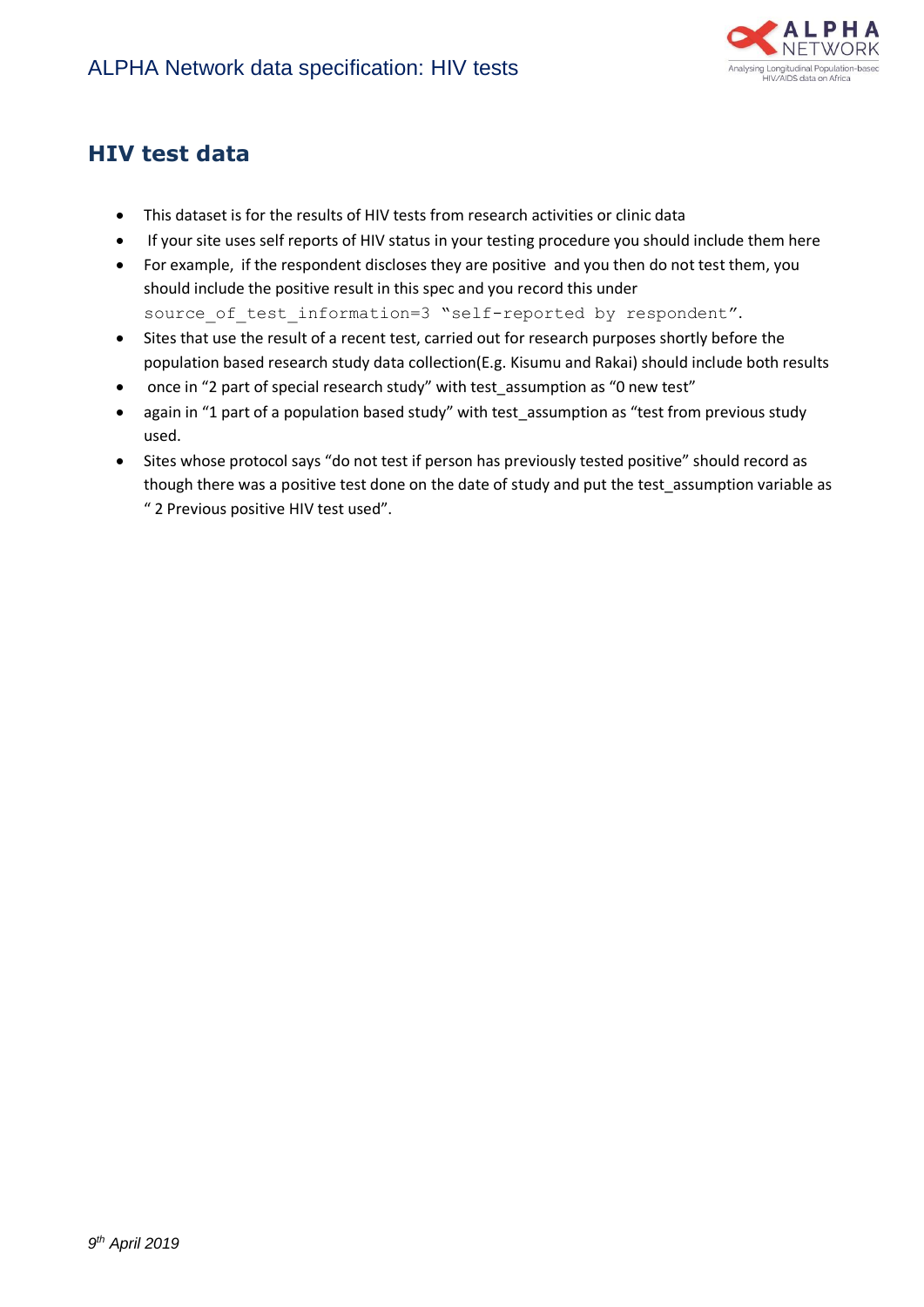# HIV test data

- This dataset is for the results of HIV tests from research activities or clinic data
- If your site uses self reports of HIV status in your testing procedure you should include them here
- For example, if the respondent discloses they are positive and you then do not test them, you should include the positive result in this spec and you record this under `source_of_test_information=3 "self-reported by respondent"`.
- Sites that use the result of a recent test, carried out for research purposes shortly before the population based research study data collection(E.g. Kisumu and Rakai) should include both results
- once in "2 part of special research study" with test_assumption as "0 new test"
- again in "1 part of a population based study" with test_assumption as "test from previous study used.
- Sites whose protocol says "do not test if person has previously tested positive" should record as though there was a positive test done on the date of study and put the test_assumption variable as " 2 Previous positive HIV test used".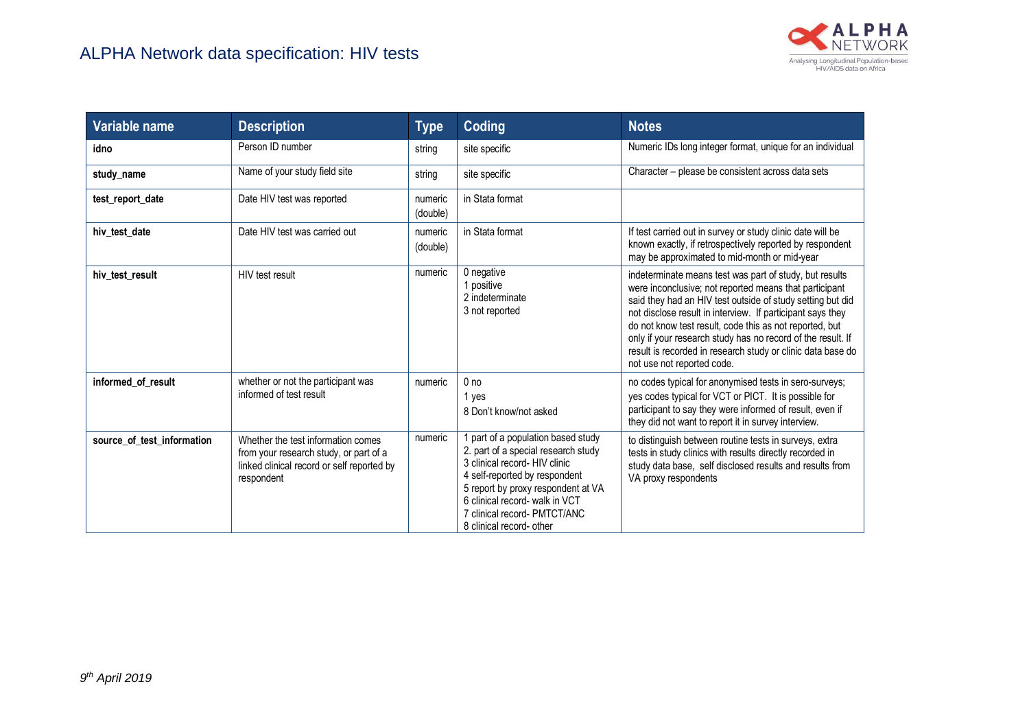# ALPHA Network data specification: HIV tests

| Variable name | Description | Type | Coding | Notes |
|---|---|---|---|---|
| **idno** | Person ID number | string | site specific | Numeric IDs long integer format, unique for an individual |
| **study_name** | Name of your study field site | string | site specific | Character – please be consistent across data sets |
| **test_report_date** | Date HIV test was reported | numeric (double) | in Stata format | |
| **hiv_test_date** | Date HIV test was carried out | numeric (double) | in Stata format | If test carried out in survey or study clinic date will be known exactly, if retrospectively reported by respondent may be approximated to mid-month or mid-year |
| **hiv_test_result** | HIV test result | numeric | 0 negative<br>1 positive<br>2 indeterminate<br>3 not reported | indeterminate means test was part of study, but results were inconclusive; not reported means that participant said they had an HIV test outside of study setting but did not disclose result in interview. If participant says they do not know test result, code this as not reported, but only if your research study has no record of the result. If result is recorded in research study or clinic data base do not use not reported code. |
| **informed_of_result** | whether or not the participant was informed of test result | numeric | 0 no<br>1 yes<br>8 Don't know/not asked | no codes typical for anonymised tests in sero-surveys; yes codes typical for VCT or PICT. It is possible for participant to say they were informed of result, even if they did not want to report it in survey interview. |
| **source_of_test_information** | Whether the test information comes from your research study, or part of a linked clinical record or self reported by respondent | numeric | 1 part of a population based study<br>2. part of a special research study<br>3 clinical record- HIV clinic<br>4 self-reported by respondent<br>5 report by proxy respondent at VA<br>6 clinical record- walk in VCT<br>7 clinical record- PMTCT/ANC<br>8 clinical record- other | to distinguish between routine tests in surveys, extra tests in study clinics with results directly recorded in study data base, self disclosed results and results from VA proxy respondents |

*9th April 2019*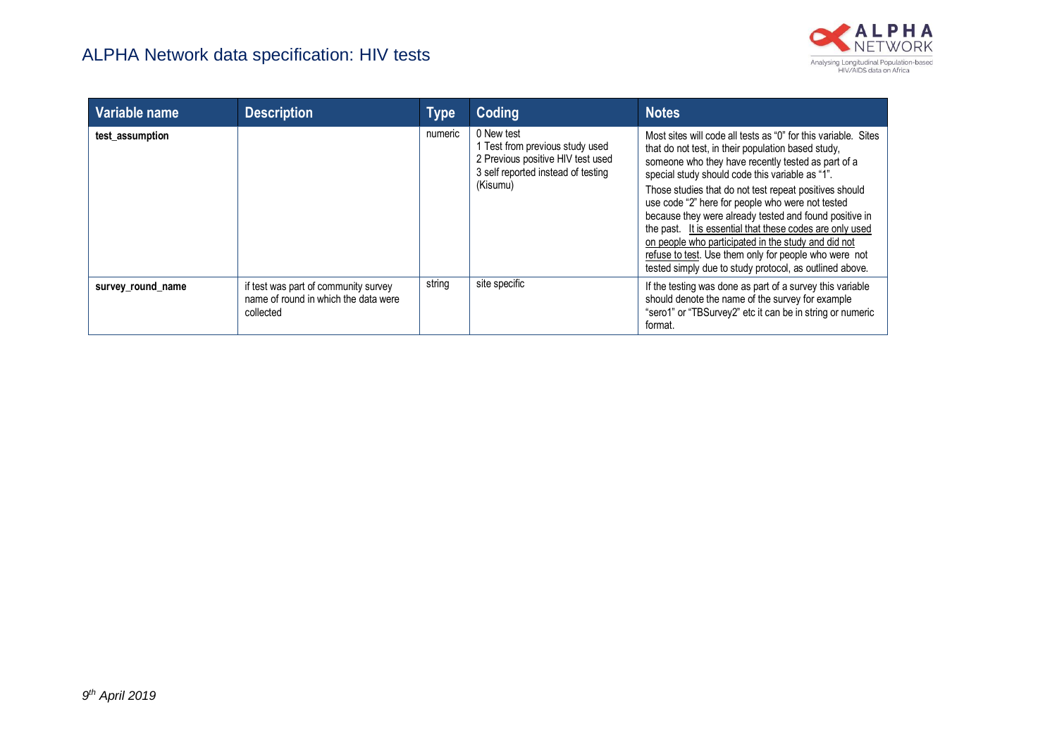| Variable name | Description | Type | Coding | Notes |
|---|---|---|---|---|
| **test_assumption** | | numeric | 0 New test<br>1 Test from previous study used<br>2 Previous positive HIV test used<br>3 self reported instead of testing (Kisumu) | Most sites will code all tests as "0" for this variable. Sites that do not test, in their population based study, someone who they have recently tested as part of a special study should code this variable as "1".<br>Those studies that do not test repeat positives should use code "2" here for people who were not tested because they were already tested and found positive in the past. It is essential that these codes are only used on people who participated in the study and did not refuse to test. Use them only for people who were not tested simply due to study protocol, as outlined above. |
| **survey_round_name** | if test was part of community survey name of round in which the data were collected | string | site specific | If the testing was done as part of a survey this variable should denote the name of the survey for example "sero1" or "TBSurvey2" etc it can be in string or numeric format. |